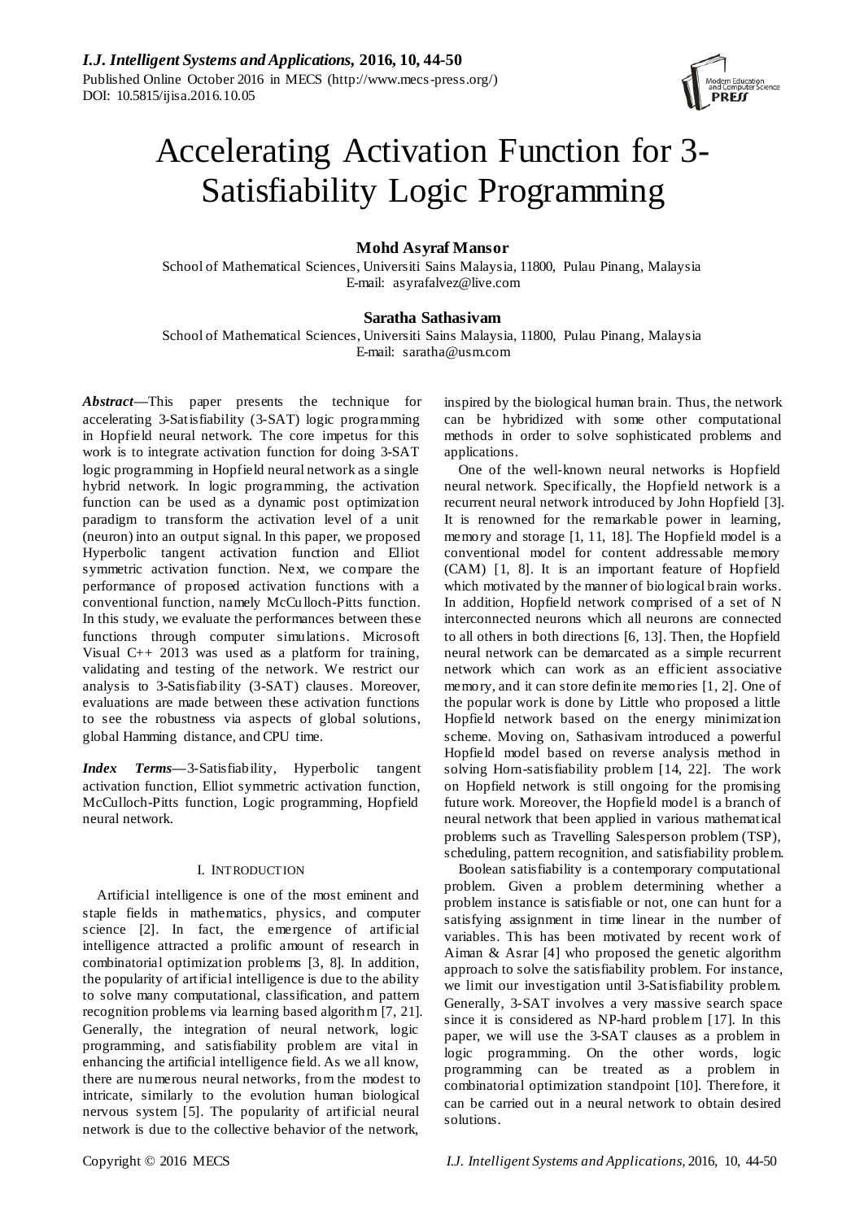# Accelerating Activation Function for 3-Satisfiability Logic Programming

**Mohd Asyraf Mansor**

School of Mathematical Sciences, Universiti Sains Malaysia, 11800, Pulau Pinang, Malaysia
E-mail: asyrafalvez@live.com

**Saratha Sathasivam**

School of Mathematical Sciences, Universiti Sains Malaysia, 11800, Pulau Pinang, Malaysia
E-mail: saratha@usm.com

***Abstract*—**This paper presents the technique for accelerating 3-Satisfiability (3-SAT) logic programming in Hopfield neural network. The core impetus for this work is to integrate activation function for doing 3-SAT logic programming in Hopfield neural network as a single hybrid network. In logic programming, the activation function can be used as a dynamic post optimization paradigm to transform the activation level of a unit (neuron) into an output signal. In this paper, we proposed Hyperbolic tangent activation function and Elliot symmetric activation function. Next, we compare the performance of proposed activation functions with a conventional function, namely McCulloch-Pitts function. In this study, we evaluate the performances between these functions through computer simulations. Microsoft Visual C++ 2013 was used as a platform for training, validating and testing of the network. We restrict our analysis to 3-Satisfiability (3-SAT) clauses. Moreover, evaluations are made between these activation functions to see the robustness via aspects of global solutions, global Hamming distance, and CPU time.

***Index Terms*—**3-Satisfiability, Hyperbolic tangent activation function, Elliot symmetric activation function, McCulloch-Pitts function, Logic programming, Hopfield neural network.

## I. INTRODUCTION

Artificial intelligence is one of the most eminent and staple fields in mathematics, physics, and computer science [2]. In fact, the emergence of artificial intelligence attracted a prolific amount of research in combinatorial optimization problems [3, 8]. In addition, the popularity of artificial intelligence is due to the ability to solve many computational, classification, and pattern recognition problems via learning based algorithm [7, 21]. Generally, the integration of neural network, logic programming, and satisfiability problem are vital in enhancing the artificial intelligence field. As we all know, there are numerous neural networks, from the modest to intricate, similarly to the evolution human biological nervous system [5]. The popularity of artificial neural network is due to the collective behavior of the network, inspired by the biological human brain. Thus, the network can be hybridized with some other computational methods in order to solve sophisticated problems and applications.

One of the well-known neural networks is Hopfield neural network. Specifically, the Hopfield network is a recurrent neural network introduced by John Hopfield [3]. It is renowned for the remarkable power in learning, memory and storage [1, 11, 18]. The Hopfield model is a conventional model for content addressable memory (CAM) [1, 8]. It is an important feature of Hopfield which motivated by the manner of biological brain works. In addition, Hopfield network comprised of a set of N interconnected neurons which all neurons are connected to all others in both directions [6, 13]. Then, the Hopfield neural network can be demarcated as a simple recurrent network which can work as an efficient associative memory, and it can store definite memories [1, 2]. One of the popular work is done by Little who proposed a little Hopfield network based on the energy minimization scheme. Moving on, Sathasivam introduced a powerful Hopfield model based on reverse analysis method in solving Horn-satisfiability problem [14, 22]. The work on Hopfield network is still ongoing for the promising future work. Moreover, the Hopfield model is a branch of neural network that been applied in various mathematical problems such as Travelling Salesperson problem (TSP), scheduling, pattern recognition, and satisfiability problem.

Boolean satisfiability is a contemporary computational problem. Given a problem determining whether a problem instance is satisfiable or not, one can hunt for a satisfying assignment in time linear in the number of variables. This has been motivated by recent work of Aiman & Asrar [4] who proposed the genetic algorithm approach to solve the satisfiability problem. For instance, we limit our investigation until 3-Satisfiability problem. Generally, 3-SAT involves a very massive search space since it is considered as NP-hard problem [17]. In this paper, we will use the 3-SAT clauses as a problem in logic programming. On the other words, logic programming can be treated as a problem in combinatorial optimization standpoint [10]. Therefore, it can be carried out in a neural network to obtain desired solutions.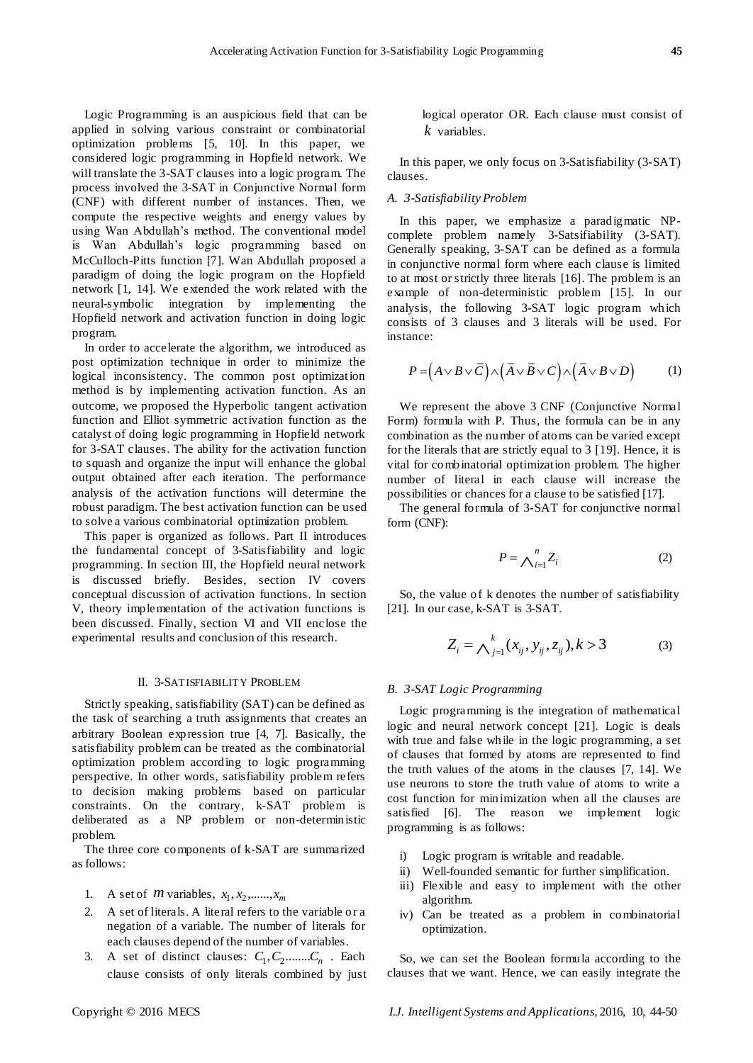Logic Programming is an auspicious field that can be applied in solving various constraint or combinatorial optimization problems [5, 10]. In this paper, we considered logic programming in Hopfield network. We will translate the 3-SAT clauses into a logic program. The process involved the 3-SAT in Conjunctive Normal form (CNF) with different number of instances. Then, we compute the respective weights and energy values by using Wan Abdullah's method. The conventional model is Wan Abdullah's logic programming based on McCulloch-Pitts function [7]. Wan Abdullah proposed a paradigm of doing the logic program on the Hopfield network [1, 14]. We extended the work related with the neural-symbolic integration by implementing the Hopfield network and activation function in doing logic program.

In order to accelerate the algorithm, we introduced as post optimization technique in order to minimize the logical inconsistency. The common post optimization method is by implementing activation function. As an outcome, we proposed the Hyperbolic tangent activation function and Elliot symmetric activation function as the catalyst of doing logic programming in Hopfield network for 3-SAT clauses. The ability for the activation function to squash and organize the input will enhance the global output obtained after each iteration. The performance analysis of the activation functions will determine the robust paradigm. The best activation function can be used to solve a various combinatorial optimization problem.

This paper is organized as follows. Part II introduces the fundamental concept of 3-Satisfiability and logic programming. In section III, the Hopfield neural network is discussed briefly. Besides, section IV covers conceptual discussion of activation functions. In section V, theory implementation of the activation functions is been discussed. Finally, section VI and VII enclose the experimental results and conclusion of this research.

## II. 3-Satisfiability Problem

Strictly speaking, satisfiability (SAT) can be defined as the task of searching a truth assignments that creates an arbitrary Boolean expression true [4, 7]. Basically, the satisfiability problem can be treated as the combinatorial optimization problem according to logic programming perspective. In other words, satisfiability problem refers to decision making problems based on particular constraints. On the contrary, k-SAT problem is deliberated as a NP problem or non-deterministic problem.

The three core components of k-SAT are summarized as follows:

1. A set of $m$ variables, $x_1, x_2, ......, x_m$
2. A set of literals. A literal refers to the variable or a negation of a variable. The number of literals for each clauses depend of the number of variables.
3. A set of distinct clauses: $C_1, C_2 ........ C_n$ . Each clause consists of only literals combined by just logical operator OR. Each clause must consist of $k$ variables.

In this paper, we only focus on 3-Satisfiability (3-SAT) clauses.

### A. 3-Satisfiability Problem

In this paper, we emphasize a paradigmatic NP-complete problem namely 3-Satsifiability (3-SAT). Generally speaking, 3-SAT can be defined as a formula in conjunctive normal form where each clause is limited to at most or strictly three literals [16]. The problem is an example of non-deterministic problem [15]. In our analysis, the following 3-SAT logic program which consists of 3 clauses and 3 literals will be used. For instance:

$$P = \left(A \vee B \vee \bar{C}\right) \wedge \left(\bar{A} \vee \bar{B} \vee C\right) \wedge \left(\bar{A} \vee B \vee D\right) \tag{1}$$

We represent the above 3 CNF (Conjunctive Normal Form) formula with P. Thus, the formula can be in any combination as the number of atoms can be varied except for the literals that are strictly equal to 3 [19]. Hence, it is vital for combinatorial optimization problem. The higher number of literal in each clause will increase the possibilities or chances for a clause to be satisfied [17].

The general formula of 3-SAT for conjunctive normal form (CNF):

$$P = \bigwedge_{i=1}^{n} Z_i \tag{2}$$

So, the value of k denotes the number of satisfiability [21]. In our case, k-SAT is 3-SAT.

$$Z_i = \bigwedge_{j=1}^{k} (x_{ij}, y_{ij}, z_{ij}), k > 3 \tag{3}$$

### B. 3-SAT Logic Programming

Logic programming is the integration of mathematical logic and neural network concept [21]. Logic is deals with true and false while in the logic programming, a set of clauses that formed by atoms are represented to find the truth values of the atoms in the clauses [7, 14]. We use neurons to store the truth value of atoms to write a cost function for minimization when all the clauses are satisfied [6]. The reason we implement logic programming is as follows:

i) Logic program is writable and readable.
ii) Well-founded semantic for further simplification.
iii) Flexible and easy to implement with the other algorithm.
iv) Can be treated as a problem in combinatorial optimization.

So, we can set the Boolean formula according to the clauses that we want. Hence, we can easily integrate the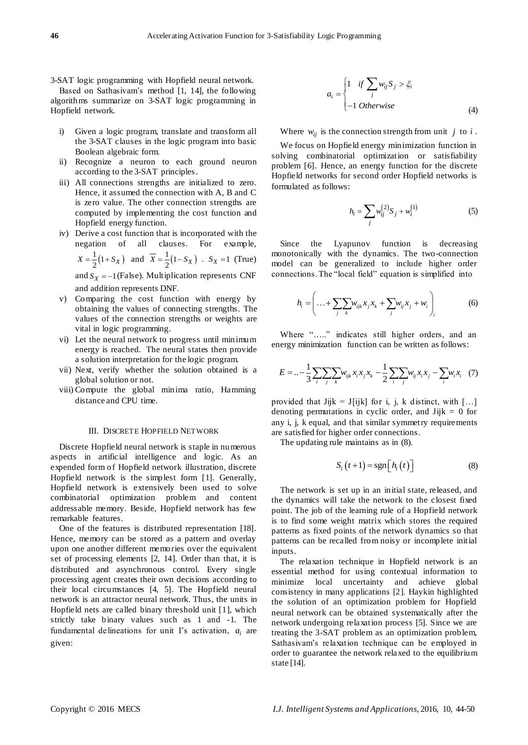3-SAT logic programming with Hopfield neural network.

Based on Sathasivam's method [1, 14], the following algorithms summarize on 3-SAT logic programming in Hopfield network.

i) Given a logic program, translate and transform all the 3-SAT clauses in the logic program into basic Boolean algebraic form.
ii) Recognize a neuron to each ground neuron according to the 3-SAT principles.
iii) All connections strengths are initialized to zero. Hence, it assumed the connection with A, B and C is zero value. The other connection strengths are computed by implementing the cost function and Hopfield energy function.
iv) Derive a cost function that is incorporated with the negation of all clauses. For example, $X = \frac{1}{2}(1+S_X)$ and $\overline{X} = \frac{1}{2}(1-S_X)$ . $S_X = 1$ (True) and $S_X = -1$ (False). Multiplication represents CNF and addition represents DNF.
v) Comparing the cost function with energy by obtaining the values of connecting strengths. The values of the connection strengths or weights are vital in logic programming.
vi) Let the neural network to progress until minimum energy is reached. The neural states then provide a solution interpretation for the logic program.
vii) Next, verify whether the solution obtained is a global solution or not.
viii) Compute the global minima ratio, Hamming distance and CPU time.

## III. Discrete Hopfield Network

Discrete Hopfield neural network is staple in numerous aspects in artificial intelligence and logic. As an expended form of Hopfield network illustration, discrete Hopfield network is the simplest form [1]. Generally, Hopfield network is extensively been used to solve combinatorial optimization problem and content addressable memory. Beside, Hopfield network has few remarkable features.

One of the features is distributed representation [18]. Hence, memory can be stored as a pattern and overlay upon one another different memories over the equivalent set of processing elements [2, 14]. Order than that, it is distributed and asynchronous control. Every single processing agent creates their own decisions according to their local circumstances [4, 5]. The Hopfield neural network is an attractor neural network. Thus, the units in Hopfield nets are called binary threshold unit [1], which strictly take binary values such as 1 and -1. The fundamental delineations for unit I's activation, $a_i$ are given:

$$a_i = \begin{cases} 1 & if \sum_j w_{ij} S_j > \xi_i \\ -1 & Otherwise \end{cases} \tag{4}$$

Where $w_{ij}$ is the connection strength from unit $j$ to $i$.

We focus on Hopfield energy minimization function in solving combinatorial optimization or satisfiability problem [6]. Hence, an energy function for the discrete Hopfield networks for second order Hopfield networks is formulated as follows:

$$h_i = \sum_j w_{ij}^{(2)} S_j + w_i^{(1)} \tag{5}$$

Since the Lyapunov function is decreasing monotonically with the dynamics. The two-connection model can be generalized to include higher order connections. The "local field" equation is simplified into

$$h_i = \left( \ldots + \sum_j \sum_k w_{ijk} x_j x_k + \sum_j w_{ij} x_j + w_i \right)_i \tag{6}$$

Where "….." indicates still higher orders, and an energy minimization function can be written as follows:

$$E = ..-\frac{1}{3}\sum_i \sum_j \sum_k w_{ijk} x_i x_j x_k - \frac{1}{2}\sum_i \sum_j w_{ij} x_i x_j - \sum_i w_i x_i \tag{7}$$

provided that Jijk = J[ijk] for i, j, k distinct, with […] denoting permutations in cyclic order, and Jijk = 0 for any i, j, k equal, and that similar symmetry requirements are satisfied for higher order connections.

The updating rule maintains as in (8).

$$S_i(t+1) = \operatorname{sgn}\left[h_i(t)\right] \tag{8}$$

The network is set up in an initial state, released, and the dynamics will take the network to the closest fixed point. The job of the learning rule of a Hopfield network is to find some weight matrix which stores the required patterns as fixed points of the network dynamics so that patterns can be recalled from noisy or incomplete initial inputs.

The relaxation technique in Hopfield network is an essential method for using contextual information to minimize local uncertainty and achieve global consistency in many applications [2]. Haykin highlighted the solution of an optimization problem for Hopfield neural network can be obtained systematically after the network undergoing relaxation process [5]. Since we are treating the 3-SAT problem as an optimization problem, Sathasivam's relaxation technique can be employed in order to guarantee the network relaxed to the equilibrium state [14].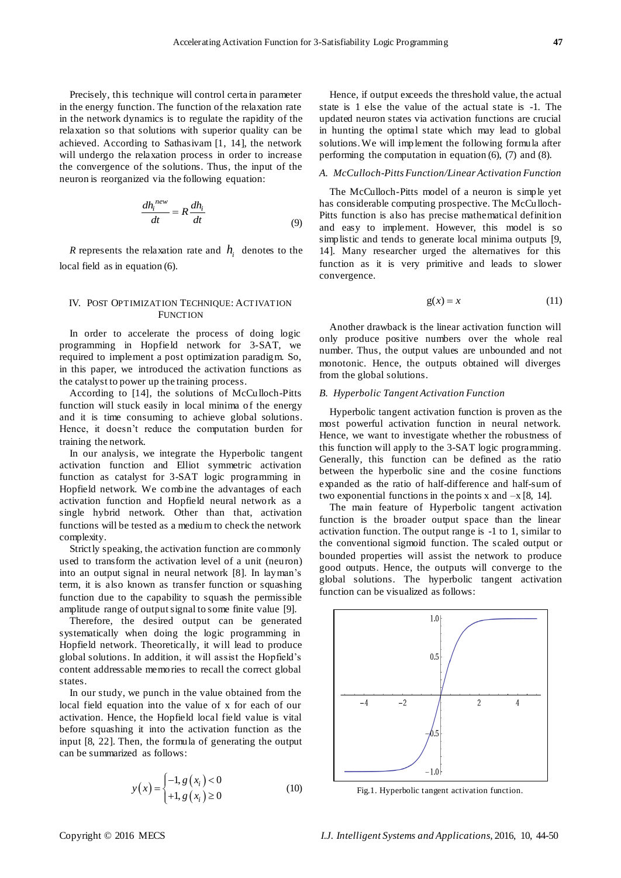Precisely, this technique will control certain parameter in the energy function. The function of the relaxation rate in the network dynamics is to regulate the rapidity of the relaxation so that solutions with superior quality can be achieved. According to Sathasivam [1, 14], the network will undergo the relaxation process in order to increase the convergence of the solutions. Thus, the input of the neuron is reorganized via the following equation:

$$\frac{dh_i^{new}}{dt} = R\frac{dh_i}{dt} \tag{9}$$

$R$ represents the relaxation rate and $h_i$ denotes to the local field as in equation (6).

## IV. Post Optimization Technique: Activation Function

In order to accelerate the process of doing logic programming in Hopfield network for 3-SAT, we required to implement a post optimization paradigm. So, in this paper, we introduced the activation functions as the catalyst to power up the training process.

According to [14], the solutions of McCulloch-Pitts function will stuck easily in local minima of the energy and it is time consuming to achieve global solutions. Hence, it doesn't reduce the computation burden for training the network.

In our analysis, we integrate the Hyperbolic tangent activation function and Elliot symmetric activation function as catalyst for 3-SAT logic programming in Hopfield network. We combine the advantages of each activation function and Hopfield neural network as a single hybrid network. Other than that, activation functions will be tested as a medium to check the network complexity.

Strictly speaking, the activation function are commonly used to transform the activation level of a unit (neuron) into an output signal in neural network [8]. In layman's term, it is also known as transfer function or squashing function due to the capability to squash the permissible amplitude range of output signal to some finite value [9].

Therefore, the desired output can be generated systematically when doing the logic programming in Hopfield network. Theoretically, it will lead to produce global solutions. In addition, it will assist the Hopfield's content addressable memories to recall the correct global states.

In our study, we punch in the value obtained from the local field equation into the value of x for each of our activation. Hence, the Hopfield local field value is vital before squashing it into the activation function as the input [8, 22]. Then, the formula of generating the output can be summarized as follows:

$$y(x) = \begin{cases} -1, g(x_i) < 0 \\ +1, g(x_i) \geq 0 \end{cases} \tag{10}$$

Hence, if output exceeds the threshold value, the actual state is 1 else the value of the actual state is -1. The updated neuron states via activation functions are crucial in hunting the optimal state which may lead to global solutions. We will implement the following formula after performing the computation in equation (6), (7) and (8).

### *A. McCulloch-Pitts Function/Linear Activation Function*

The McCulloch-Pitts model of a neuron is simple yet has considerable computing prospective. The McCulloch-Pitts function is also has precise mathematical definition and easy to implement. However, this model is so simplistic and tends to generate local minima outputs [9, 14]. Many researcher urged the alternatives for this function as it is very primitive and leads to slower convergence.

$$g(x) = x \tag{11}$$

Another drawback is the linear activation function will only produce positive numbers over the whole real number. Thus, the output values are unbounded and not monotonic. Hence, the outputs obtained will diverges from the global solutions.

### *B. Hyperbolic Tangent Activation Function*

Hyperbolic tangent activation function is proven as the most powerful activation function in neural network. Hence, we want to investigate whether the robustness of this function will apply to the 3-SAT logic programming. Generally, this function can be defined as the ratio between the hyperbolic sine and the cosine functions expanded as the ratio of half-difference and half-sum of two exponential functions in the points x and –x [8, 14].

The main feature of Hyperbolic tangent activation function is the broader output space than the linear activation function. The output range is -1 to 1, similar to the conventional sigmoid function. The scaled output or bounded properties will assist the network to produce good outputs. Hence, the outputs will converge to the global solutions. The hyperbolic tangent activation function can be visualized as follows:

Fig.1. Hyperbolic tangent activation function.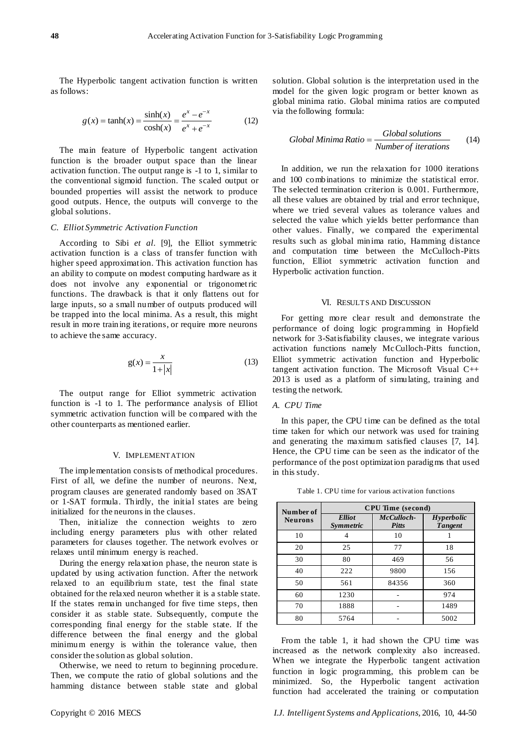The Hyperbolic tangent activation function is written as follows:

$$g(x) = \tanh(x) = \frac{\sinh(x)}{\cosh(x)} = \frac{e^{x} - e^{-x}}{e^{x} + e^{-x}} \tag{12}$$

The main feature of Hyperbolic tangent activation function is the broader output space than the linear activation function. The output range is -1 to 1, similar to the conventional sigmoid function. The scaled output or bounded properties will assist the network to produce good outputs. Hence, the outputs will converge to the global solutions.

### C. Elliot Symmetric Activation Function

According to Sibi *et al.* [9], the Elliot symmetric activation function is a class of transfer function with higher speed approximation. This activation function has an ability to compute on modest computing hardware as it does not involve any exponential or trigonometric functions. The drawback is that it only flattens out for large inputs, so a small number of outputs produced will be trapped into the local minima. As a result, this might result in more training iterations, or require more neurons to achieve the same accuracy.

$$g(x) = \frac{x}{1+|x|} \tag{13}$$

The output range for Elliot symmetric activation function is -1 to 1. The performance analysis of Elliot symmetric activation function will be compared with the other counterparts as mentioned earlier.

## V. Implementation

The implementation consists of methodical procedures. First of all, we define the number of neurons. Next, program clauses are generated randomly based on 3SAT or 1-SAT formula. Thirdly, the initial states are being initialized for the neurons in the clauses.

Then, initialize the connection weights to zero including energy parameters plus with other related parameters for clauses together. The network evolves or relaxes until minimum energy is reached.

During the energy relaxation phase, the neuron state is updated by using activation function. After the network relaxed to an equilibrium state, test the final state obtained for the relaxed neuron whether it is a stable state. If the states remain unchanged for five time steps, then consider it as stable state. Subsequently, compute the corresponding final energy for the stable state. If the difference between the final energy and the global minimum energy is within the tolerance value, then consider the solution as global solution.

Otherwise, we need to return to beginning procedure. Then, we compute the ratio of global solutions and the hamming distance between stable state and global solution. Global solution is the interpretation used in the model for the given logic program or better known as global minima ratio. Global minima ratios are computed via the following formula:

$$Global\ Minima\ Ratio = \frac{Global\ solutions}{Number\ of\ iterations} \tag{14}$$

In addition, we run the relaxation for 1000 iterations and 100 combinations to minimize the statistical error. The selected termination criterion is 0.001. Furthermore, all these values are obtained by trial and error technique, where we tried several values as tolerance values and selected the value which yields better performance than other values. Finally, we compared the experimental results such as global minima ratio, Hamming distance and computation time between the McCulloch-Pitts function, Elliot symmetric activation function and Hyperbolic activation function.

## VI. Results and Discussion

For getting more clear result and demonstrate the performance of doing logic programming in Hopfield network for 3-Satisfiability clauses, we integrate various activation functions namely McCulloch-Pitts function, Elliot symmetric activation function and Hyperbolic tangent activation function. The Microsoft Visual C++ 2013 is used as a platform of simulating, training and testing the network.

### A. CPU Time

In this paper, the CPU time can be defined as the total time taken for which our network was used for training and generating the maximum satisfied clauses [7, 14]. Hence, the CPU time can be seen as the indicator of the performance of the post optimization paradigms that used in this study.

Table 1. CPU time for various activation functions

| Number of Neurons | CPU Time (second) | | |
|---|---|---|---|
| | *Elliot Symmetric* | *McCulloch-Pitts* | *Hyperbolic Tangent* |
| 10 | 4 | 10 | 1 |
| 20 | 25 | 77 | 18 |
| 30 | 80 | 469 | 56 |
| 40 | 222 | 9800 | 156 |
| 50 | 561 | 84356 | 360 |
| 60 | 1230 | - | 974 |
| 70 | 1888 | - | 1489 |
| 80 | 5764 | - | 5002 |

From the table 1, it had shown the CPU time was increased as the network complexity also increased. When we integrate the Hyperbolic tangent activation function in logic programming, this problem can be minimized. So, the Hyperbolic tangent activation function had accelerated the training or computation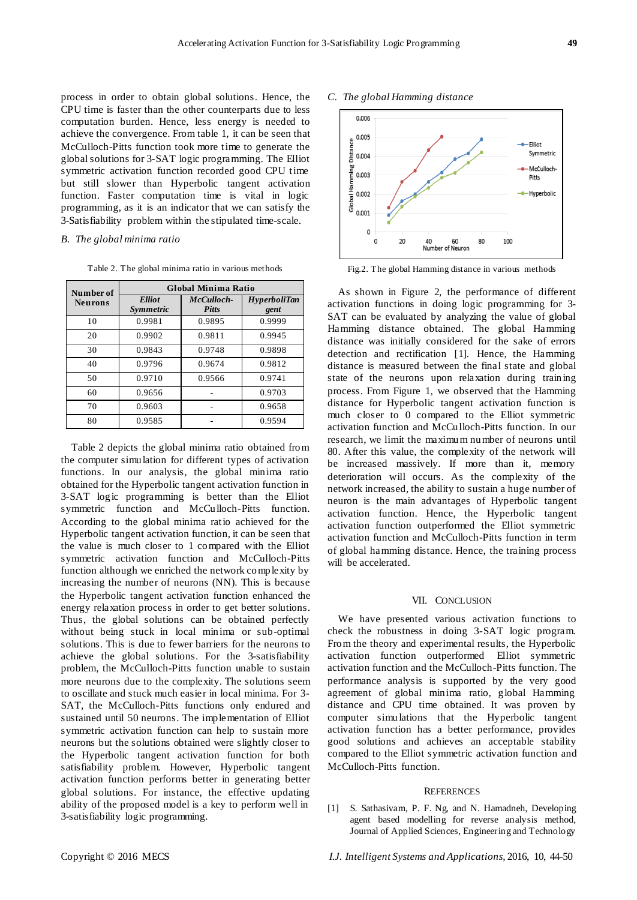process in order to obtain global solutions. Hence, the CPU time is faster than the other counterparts due to less computation burden. Hence, less energy is needed to achieve the convergence. From table 1, it can be seen that McCulloch-Pitts function took more time to generate the global solutions for 3-SAT logic programming. The Elliot symmetric activation function recorded good CPU time but still slower than Hyperbolic tangent activation function. Faster computation time is vital in logic programming, as it is an indicator that we can satisfy the 3-Satisfiability problem within the stipulated time-scale.

### *B. The global minima ratio*

Table 2. The global minima ratio in various methods

| Number of Neurons | Global Minima Ratio | | |
|---|---|---|---|
| | *Elliot Symmetric* | *McCulloch-Pitts* | *HyperboliTangent* |
| 10 | 0.9981 | 0.9895 | 0.9999 |
| 20 | 0.9902 | 0.9811 | 0.9945 |
| 30 | 0.9843 | 0.9748 | 0.9898 |
| 40 | 0.9796 | 0.9674 | 0.9812 |
| 50 | 0.9710 | 0.9566 | 0.9741 |
| 60 | 0.9656 | - | 0.9703 |
| 70 | 0.9603 | - | 0.9658 |
| 80 | 0.9585 | - | 0.9594 |

Table 2 depicts the global minima ratio obtained from the computer simulation for different types of activation functions. In our analysis, the global minima ratio obtained for the Hyperbolic tangent activation function in 3-SAT logic programming is better than the Elliot symmetric function and McCulloch-Pitts function. According to the global minima ratio achieved for the Hyperbolic tangent activation function, it can be seen that the value is much closer to 1 compared with the Elliot symmetric activation function and McCulloch-Pitts function although we enriched the network complexity by increasing the number of neurons (NN). This is because the Hyperbolic tangent activation function enhanced the energy relaxation process in order to get better solutions. Thus, the global solutions can be obtained perfectly without being stuck in local minima or sub-optimal solutions. This is due to fewer barriers for the neurons to achieve the global solutions. For the 3-satisfiability problem, the McCulloch-Pitts function unable to sustain more neurons due to the complexity. The solutions seem to oscillate and stuck much easier in local minima. For 3-SAT, the McCulloch-Pitts functions only endured and sustained until 50 neurons. The implementation of Elliot symmetric activation function can help to sustain more neurons but the solutions obtained were slightly closer to the Hyperbolic tangent activation function for both satisfiability problem. However, Hyperbolic tangent activation function performs better in generating better global solutions. For instance, the effective updating ability of the proposed model is a key to perform well in 3-satisfiability logic programming.

### *C. The global Hamming distance*

Fig.2. The global Hamming distance in various methods

As shown in Figure 2, the performance of different activation functions in doing logic programming for 3-SAT can be evaluated by analyzing the value of global Hamming distance obtained. The global Hamming distance was initially considered for the sake of errors detection and rectification [1]. Hence, the Hamming distance is measured between the final state and global state of the neurons upon relaxation during training process. From Figure 1, we observed that the Hamming distance for Hyperbolic tangent activation function is much closer to 0 compared to the Elliot symmetric activation function and McCulloch-Pitts function. In our research, we limit the maximum number of neurons until 80. After this value, the complexity of the network will be increased massively. If more than it, memory deterioration will occurs. As the complexity of the network increased, the ability to sustain a huge number of neuron is the main advantages of Hyperbolic tangent activation function. Hence, the Hyperbolic tangent activation function outperformed the Elliot symmetric activation function and McCulloch-Pitts function in term of global hamming distance. Hence, the training process will be accelerated.

## VII. Conclusion

We have presented various activation functions to check the robustness in doing 3-SAT logic program. From the theory and experimental results, the Hyperbolic activation function outperformed Elliot symmetric activation function and the McCulloch-Pitts function. The performance analysis is supported by the very good agreement of global minima ratio, global Hamming distance and CPU time obtained. It was proven by computer simulations that the Hyperbolic tangent activation function has a better performance, provides good solutions and achieves an acceptable stability compared to the Elliot symmetric activation function and McCulloch-Pitts function.

## References

[1] S. Sathasivam, P. F. Ng, and N. Hamadneh, Developing agent based modelling for reverse analysis method, Journal of Applied Sciences, Engineering and Technology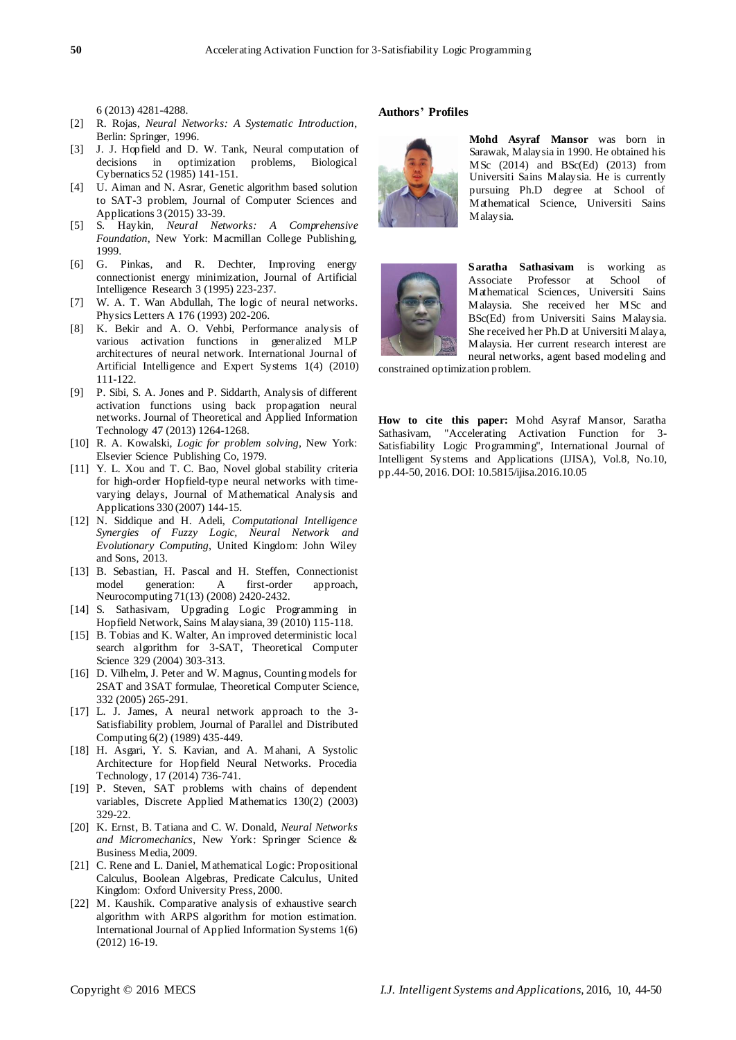6 (2013) 4281-4288.

[2] R. Rojas, *Neural Networks: A Systematic Introduction*, Berlin: Springer, 1996.

[3] J. J. Hopfield and D. W. Tank, Neural computation of decisions in optimization problems, Biological Cybernetics 52 (1985) 141-151.

[4] U. Aiman and N. Asrar, Genetic algorithm based solution to SAT-3 problem, Journal of Computer Sciences and Applications 3 (2015) 33-39.

[5] S. Haykin, *Neural Networks: A Comprehensive Foundation*, New York: Macmillan College Publishing, 1999.

[6] G. Pinkas, and R. Dechter, Improving energy connectionist energy minimization, Journal of Artificial Intelligence Research 3 (1995) 223-237.

[7] W. A. T. Wan Abdullah, The logic of neural networks. Physics Letters A 176 (1993) 202-206.

[8] K. Bekir and A. O. Vehbi, Performance analysis of various activation functions in generalized MLP architectures of neural network. International Journal of Artificial Intelligence and Expert Systems 1(4) (2010) 111-122.

[9] P. Sibi, S. A. Jones and P. Siddarth, Analysis of different activation functions using back propagation neural networks. Journal of Theoretical and Applied Information Technology 47 (2013) 1264-1268.

[10] R. A. Kowalski, *Logic for problem solving*, New York: Elsevier Science Publishing Co, 1979.

[11] Y. L. Xou and T. C. Bao, Novel global stability criteria for high-order Hopfield-type neural networks with time-varying delays, Journal of Mathematical Analysis and Applications 330 (2007) 144-15.

[12] N. Siddique and H. Adeli, *Computational Intelligence Synergies of Fuzzy Logic, Neural Network and Evolutionary Computing*, United Kingdom: John Wiley and Sons, 2013.

[13] B. Sebastian, H. Pascal and H. Steffen, Connectionist model generation: A first-order approach, Neurocomputing 71(13) (2008) 2420-2432.

[14] S. Sathasivam, Upgrading Logic Programming in Hopfield Network, Sains Malaysiana, 39 (2010) 115-118.

[15] B. Tobias and K. Walter, An improved deterministic local search algorithm for 3-SAT, Theoretical Computer Science 329 (2004) 303-313.

[16] D. Vilhelm, J. Peter and W. Magnus, Counting models for 2SAT and 3SAT formulae, Theoretical Computer Science, 332 (2005) 265-291.

[17] L. J. James, A neural network approach to the 3-Satisfiability problem, Journal of Parallel and Distributed Computing 6(2) (1989) 435-449.

[18] H. Asgari, Y. S. Kavian, and A. Mahani, A Systolic Architecture for Hopfield Neural Networks. Procedia Technology, 17 (2014) 736-741.

[19] P. Steven, SAT problems with chains of dependent variables, Discrete Applied Mathematics 130(2) (2003) 329-22.

[20] K. Ernst, B. Tatiana and C. W. Donald, *Neural Networks and Micromechanics*, New York: Springer Science & Business Media, 2009.

[21] C. Rene and L. Daniel, Mathematical Logic: Propositional Calculus, Boolean Algebras, Predicate Calculus, United Kingdom: Oxford University Press, 2000.

[22] M. Kaushik. Comparative analysis of exhaustive search algorithm with ARPS algorithm for motion estimation. International Journal of Applied Information Systems 1(6) (2012) 16-19.

## Authors' Profiles

**Mohd Asyraf Mansor** was born in Sarawak, Malaysia in 1990. He obtained his MSc (2014) and BSc(Ed) (2013) from Universiti Sains Malaysia. He is currently pursuing Ph.D degree at School of Mathematical Science, Universiti Sains Malaysia.

**Saratha Sathasivam** is working as Associate Professor at School of Mathematical Sciences, Universiti Sains Malaysia. She received her MSc and BSc(Ed) from Universiti Sains Malaysia. She received her Ph.D at Universiti Malaya, Malaysia. Her current research interest are neural networks, agent based modeling and constrained optimization problem.

**How to cite this paper:** Mohd Asyraf Mansor, Saratha Sathasivam, "Accelerating Activation Function for 3-Satisfiability Logic Programming", International Journal of Intelligent Systems and Applications (IJISA), Vol.8, No.10, pp.44-50, 2016. DOI: 10.5815/ijisa.2016.10.05